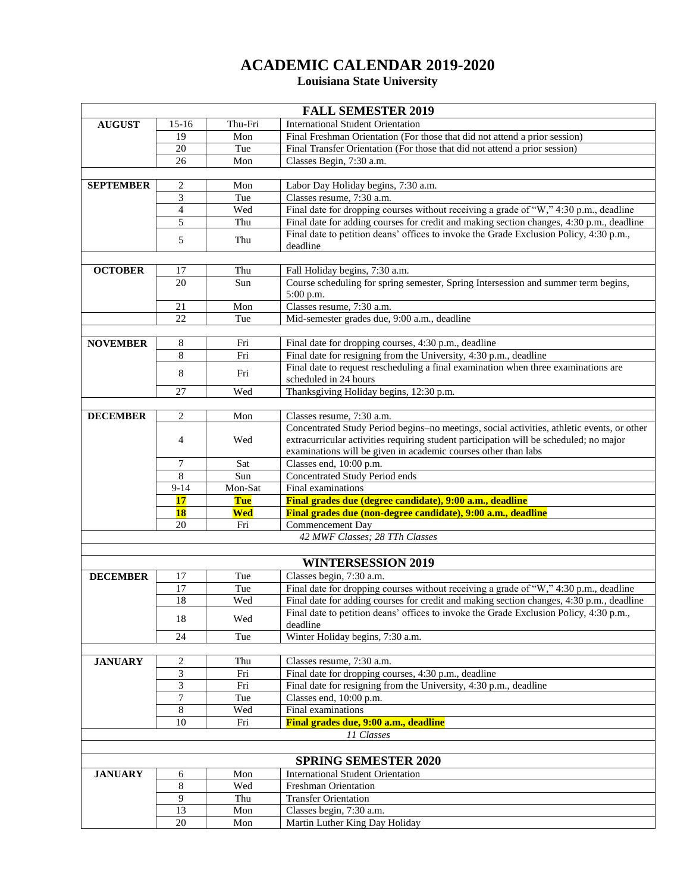# ACADEMIC CALENDAR 2019-2020

## Louisiana State University

| FALL SEMESTER 2019 | | | |
|---|---|---|---|
| **AUGUST** | 15-16 | Thu-Fri | International Student Orientation |
| | 19 | Mon | Final Freshman Orientation (For those that did not attend a prior session) |
| | 20 | Tue | Final Transfer Orientation (For those that did not attend a prior session) |
| | 26 | Mon | Classes Begin, 7:30 a.m. |
| | | | |
| **SEPTEMBER** | 2 | Mon | Labor Day Holiday begins, 7:30 a.m. |
| | 3 | Tue | Classes resume, 7:30 a.m. |
| | 4 | Wed | Final date for dropping courses without receiving a grade of "W," 4:30 p.m., deadline |
| | 5 | Thu | Final date for adding courses for credit and making section changes, 4:30 p.m., deadline |
| | 5 | Thu | Final date to petition deans' offices to invoke the Grade Exclusion Policy, 4:30 p.m., deadline |
| | | | |
| **OCTOBER** | 17 | Thu | Fall Holiday begins, 7:30 a.m. |
| | 20 | Sun | Course scheduling for spring semester, Spring Intersession and summer term begins, 5:00 p.m. |
| | 21 | Mon | Classes resume, 7:30 a.m. |
| | 22 | Tue | Mid-semester grades due, 9:00 a.m., deadline |
| | | | |
| **NOVEMBER** | 8 | Fri | Final date for dropping courses, 4:30 p.m., deadline |
| | 8 | Fri | Final date for resigning from the University, 4:30 p.m., deadline |
| | 8 | Fri | Final date to request rescheduling a final examination when three examinations are scheduled in 24 hours |
| | 27 | Wed | Thanksgiving Holiday begins, 12:30 p.m. |
| | | | |
| **DECEMBER** | 2 | Mon | Classes resume, 7:30 a.m. |
| | 4 | Wed | Concentrated Study Period begins–no meetings, social activities, athletic events, or other extracurricular activities requiring student participation will be scheduled; no major examinations will be given in academic courses other than labs |
| | 7 | Sat | Classes end, 10:00 p.m. |
| | 8 | Sun | Concentrated Study Period ends |
| | 9-14 | Mon-Sat | Final examinations |
| | **17** | **Tue** | **Final grades due (degree candidate), 9:00 a.m., deadline** |
| | **18** | **Wed** | **Final grades due (non-degree candidate), 9:00 a.m., deadline** |
| | 20 | Fri | Commencement Day |
| *42 MWF Classes; 28 TTh Classes* | | | |
| | | | |
| **WINTERSESSION 2019** | | | |
| **DECEMBER** | 17 | Tue | Classes begin, 7:30 a.m. |
| | 17 | Tue | Final date for dropping courses without receiving a grade of "W," 4:30 p.m., deadline |
| | 18 | Wed | Final date for adding courses for credit and making section changes, 4:30 p.m., deadline |
| | 18 | Wed | Final date to petition deans' offices to invoke the Grade Exclusion Policy, 4:30 p.m., deadline |
| | 24 | Tue | Winter Holiday begins, 7:30 a.m. |
| | | | |
| **JANUARY** | 2 | Thu | Classes resume, 7:30 a.m. |
| | 3 | Fri | Final date for dropping courses, 4:30 p.m., deadline |
| | 3 | Fri | Final date for resigning from the University, 4:30 p.m., deadline |
| | 7 | Tue | Classes end, 10:00 p.m. |
| | 8 | Wed | Final examinations |
| | 10 | Fri | **Final grades due, 9:00 a.m., deadline** |
| *11 Classes* | | | |
| | | | |
| **SPRING SEMESTER 2020** | | | |
| **JANUARY** | 6 | Mon | International Student Orientation |
| | 8 | Wed | Freshman Orientation |
| | 9 | Thu | Transfer Orientation |
| | 13 | Mon | Classes begin, 7:30 a.m. |
| | 20 | Mon | Martin Luther King Day Holiday |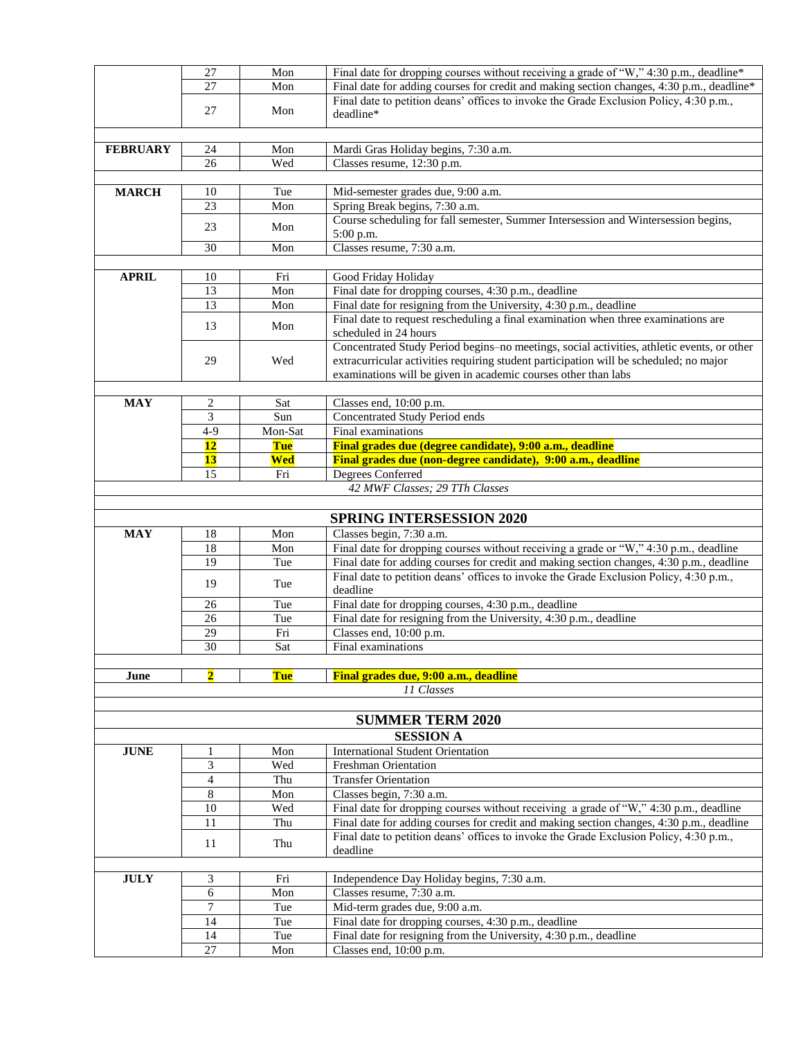| | | | |
|---|---|---|---|
| | 27 | Mon | Final date for dropping courses without receiving a grade of "W," 4:30 p.m., deadline* |
| | 27 | Mon | Final date for adding courses for credit and making section changes, 4:30 p.m., deadline* |
| | 27 | Mon | Final date to petition deans' offices to invoke the Grade Exclusion Policy, 4:30 p.m., deadline* |
| | | | |
| **FEBRUARY** | 24 | Mon | Mardi Gras Holiday begins, 7:30 a.m. |
| | 26 | Wed | Classes resume, 12:30 p.m. |
| | | | |
| **MARCH** | 10 | Tue | Mid-semester grades due, 9:00 a.m. |
| | 23 | Mon | Spring Break begins, 7:30 a.m. |
| | 23 | Mon | Course scheduling for fall semester, Summer Intersession and Wintersession begins, 5:00 p.m. |
| | 30 | Mon | Classes resume, 7:30 a.m. |
| | | | |
| **APRIL** | 10 | Fri | Good Friday Holiday |
| | 13 | Mon | Final date for dropping courses, 4:30 p.m., deadline |
| | 13 | Mon | Final date for resigning from the University, 4:30 p.m., deadline |
| | 13 | Mon | Final date to request rescheduling a final examination when three examinations are scheduled in 24 hours |
| | 29 | Wed | Concentrated Study Period begins–no meetings, social activities, athletic events, or other extracurricular activities requiring student participation will be scheduled; no major examinations will be given in academic courses other than labs |
| | | | |
| **MAY** | 2 | Sat | Classes end, 10:00 p.m. |
| | 3 | Sun | Concentrated Study Period ends |
| | 4-9 | Mon-Sat | Final examinations |
| | **12** | **Tue** | **Final grades due (degree candidate), 9:00 a.m., deadline** |
| | **13** | **Wed** | **Final grades due (non-degree candidate), 9:00 a.m., deadline** |
| | 15 | Fri | Degrees Conferred |
| | | | *42 MWF Classes; 29 TTh Classes* |
| | | | |
| | | | **SPRING INTERSESSION 2020** |
| **MAY** | 18 | Mon | Classes begin, 7:30 a.m. |
| | 18 | Mon | Final date for dropping courses without receiving a grade or "W," 4:30 p.m., deadline |
| | 19 | Tue | Final date for adding courses for credit and making section changes, 4:30 p.m., deadline |
| | 19 | Tue | Final date to petition deans' offices to invoke the Grade Exclusion Policy, 4:30 p.m., deadline |
| | 26 | Tue | Final date for dropping courses, 4:30 p.m., deadline |
| | 26 | Tue | Final date for resigning from the University, 4:30 p.m., deadline |
| | 29 | Fri | Classes end, 10:00 p.m. |
| | 30 | Sat | Final examinations |
| | | | |
| **June** | **2** | **Tue** | **Final grades due, 9:00 a.m., deadline** |
| | | | *11 Classes* |
| | | | |
| | | | **SUMMER TERM 2020** |
| | | | **SESSION A** |
| **JUNE** | 1 | Mon | International Student Orientation |
| | 3 | Wed | Freshman Orientation |
| | 4 | Thu | Transfer Orientation |
| | 8 | Mon | Classes begin, 7:30 a.m. |
| | 10 | Wed | Final date for dropping courses without receiving a grade of "W," 4:30 p.m., deadline |
| | 11 | Thu | Final date for adding courses for credit and making section changes, 4:30 p.m., deadline |
| | 11 | Thu | Final date to petition deans' offices to invoke the Grade Exclusion Policy, 4:30 p.m., deadline |
| | | | |
| **JULY** | 3 | Fri | Independence Day Holiday begins, 7:30 a.m. |
| | 6 | Mon | Classes resume, 7:30 a.m. |
| | 7 | Tue | Mid-term grades due, 9:00 a.m. |
| | 14 | Tue | Final date for dropping courses, 4:30 p.m., deadline |
| | 14 | Tue | Final date for resigning from the University, 4:30 p.m., deadline |
| | 27 | Mon | Classes end, 10:00 p.m. |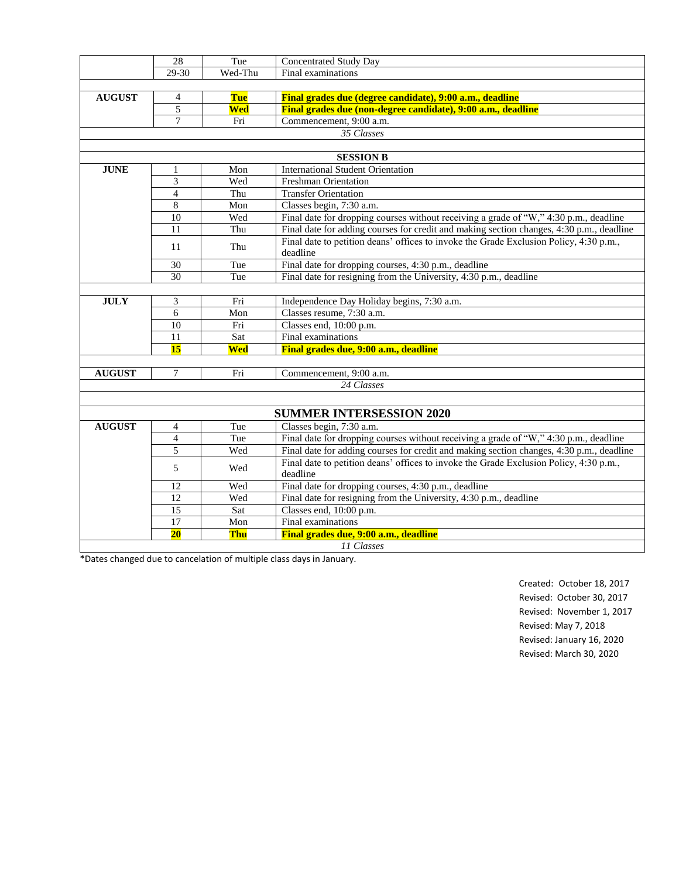| | | | |
|---|---|---|---|
| | 28 | Tue | Concentrated Study Day |
| | 29-30 | Wed-Thu | Final examinations |
| | | | |
| **AUGUST** | 4 | **Tue** | **Final grades due (degree candidate), 9:00 a.m., deadline** |
| | 5 | **Wed** | **Final grades due (non-degree candidate), 9:00 a.m., deadline** |
| | 7 | Fri | Commencement, 9:00 a.m. |
| | | | *35 Classes* |
| | | | |
| | | | **SESSION B** |
| **JUNE** | 1 | Mon | International Student Orientation |
| | 3 | Wed | Freshman Orientation |
| | 4 | Thu | Transfer Orientation |
| | 8 | Mon | Classes begin, 7:30 a.m. |
| | 10 | Wed | Final date for dropping courses without receiving a grade of "W," 4:30 p.m., deadline |
| | 11 | Thu | Final date for adding courses for credit and making section changes, 4:30 p.m., deadline |
| | 11 | Thu | Final date to petition deans' offices to invoke the Grade Exclusion Policy, 4:30 p.m., deadline |
| | 30 | Tue | Final date for dropping courses, 4:30 p.m., deadline |
| | 30 | Tue | Final date for resigning from the University, 4:30 p.m., deadline |
| | | | |
| **JULY** | 3 | Fri | Independence Day Holiday begins, 7:30 a.m. |
| | 6 | Mon | Classes resume, 7:30 a.m. |
| | 10 | Fri | Classes end, 10:00 p.m. |
| | 11 | Sat | Final examinations |
| | **15** | **Wed** | **Final grades due, 9:00 a.m., deadline** |
| | | | |
| **AUGUST** | 7 | Fri | Commencement, 9:00 a.m. |
| | | | *24 Classes* |
| | | | |
| | | | **SUMMER INTERSESSION 2020** |
| **AUGUST** | 4 | Tue | Classes begin, 7:30 a.m. |
| | 4 | Tue | Final date for dropping courses without receiving a grade of "W," 4:30 p.m., deadline |
| | 5 | Wed | Final date for adding courses for credit and making section changes, 4:30 p.m., deadline |
| | 5 | Wed | Final date to petition deans' offices to invoke the Grade Exclusion Policy, 4:30 p.m., deadline |
| | 12 | Wed | Final date for dropping courses, 4:30 p.m., deadline |
| | 12 | Wed | Final date for resigning from the University, 4:30 p.m., deadline |
| | 15 | Sat | Classes end, 10:00 p.m. |
| | 17 | Mon | Final examinations |
| | **20** | **Thu** | **Final grades due, 9:00 a.m., deadline** |
| | | | *11 Classes* |

*Dates changed due to cancelation of multiple class days in January.

Created: October 18, 2017
Revised: October 30, 2017
Revised: November 1, 2017
Revised: May 7, 2018
Revised: January 16, 2020
Revised: March 30, 2020